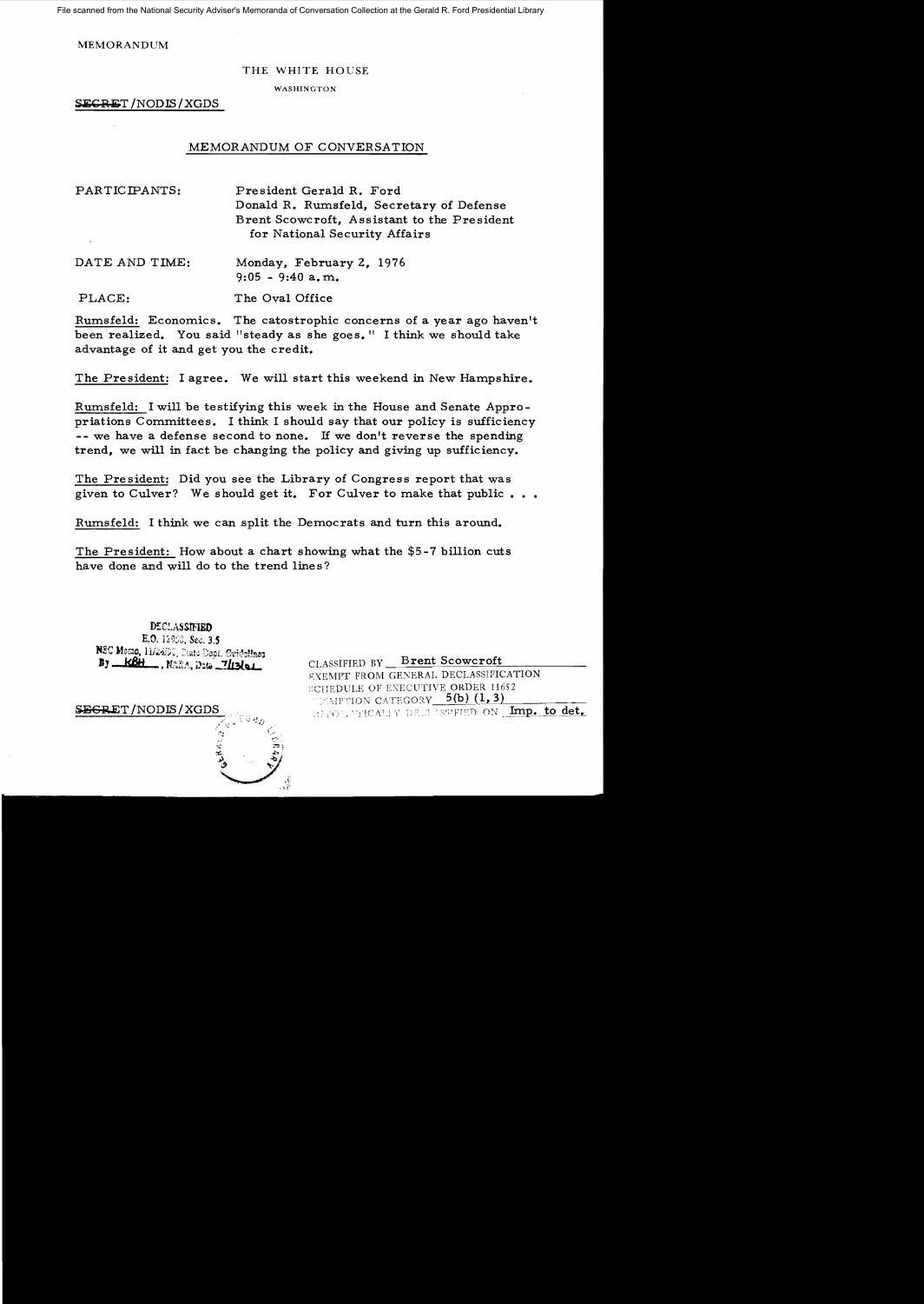File scanned from the National Security Adviser's Memoranda of Conversation Collection at the Gerald R. Ford Presidential Library

MEMORANDUM

THE WHITE HOUSE

WASHINGTON

~~SECRET~~/NODIS/XGDS

MEMORANDUM OF CONVERSATION

PARTICIPANTS: President Gerald R. Ford
Donald R. Rumsfeld, Secretary of Defense
Brent Scowcroft, Assistant to the President for National Security Affairs

DATE AND TIME: Monday, February 2, 1976
9:05 - 9:40 a.m.

PLACE: The Oval Office

Rumsfeld: Economics. The catostrophic concerns of a year ago haven't been realized. You said "steady as she goes." I think we should take advantage of it and get you the credit.

The President: I agree. We will start this weekend in New Hampshire.

Rumsfeld: I will be testifying this week in the House and Senate Appropriations Committees. I think I should say that our policy is sufficiency -- we have a defense second to none. If we don't reverse the spending trend, we will in fact be changing the policy and giving up sufficiency.

The President: Did you see the Library of Congress report that was given to Culver? We should get it. For Culver to make that public . . .

Rumsfeld: I think we can split the Democrats and turn this around.

The President: How about a chart showing what the $5-7 billion cuts have done and will do to the trend lines?

DECLASSIFIED
E.O. 12958, Sec. 3.5
NSC Memo, 11/24/98, State Dept. Guidelines
By KBH, NARA, Date 7/13/01

CLASSIFIED BY Brent Scowcroft
EXEMPT FROM GENERAL DECLASSIFICATION SCHEDULE OF EXECUTIVE ORDER 11652
EXEMPTION CATEGORY 5(b) (1, 3)
AUTOMATICALLY DECLASSIFIED ON Imp. to det.

~~SECRET~~/NODIS/XGDS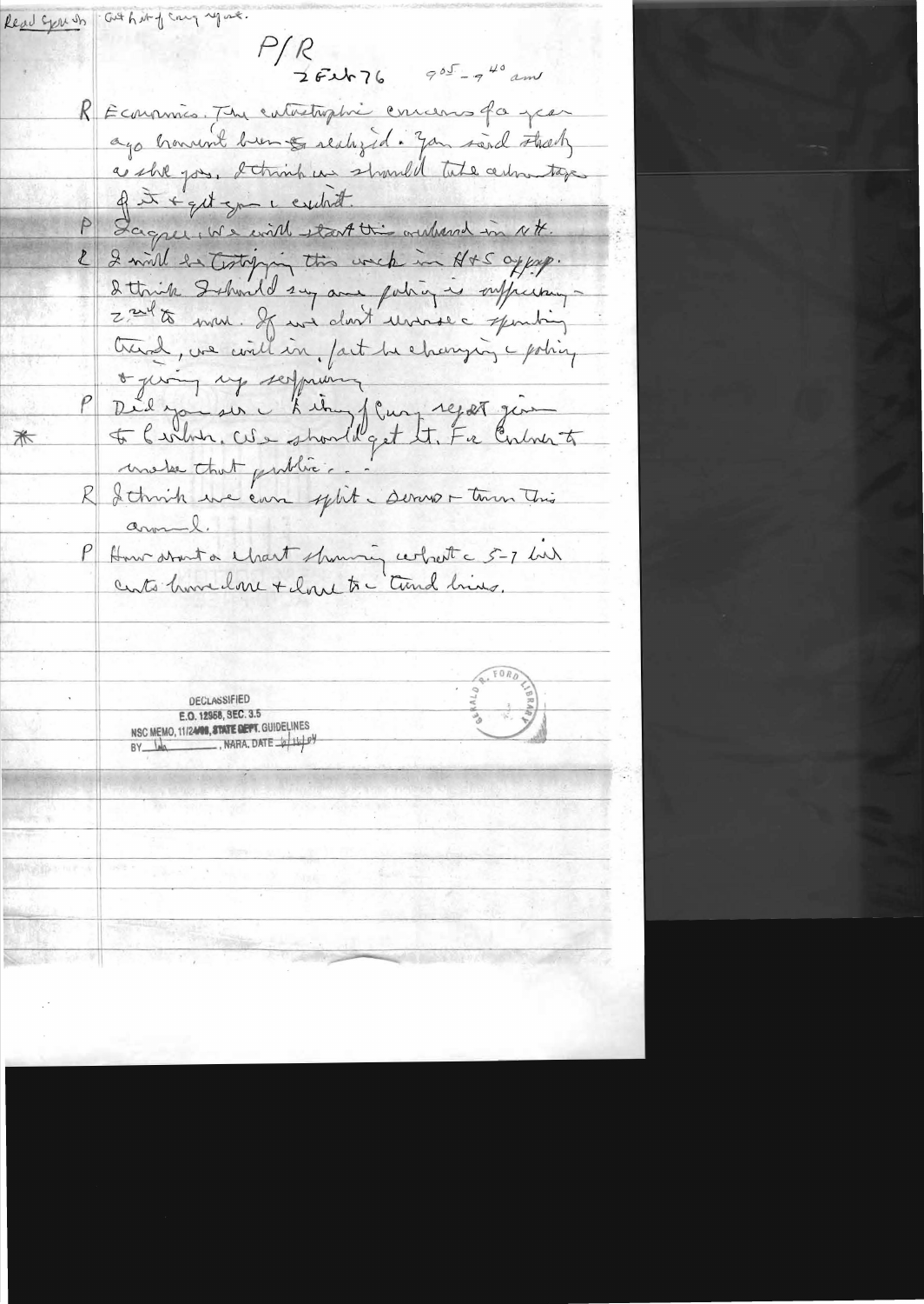Read Greensp. Get hold of Cong report.

P/R
2 Feb 76   9⁰⁵ – 9⁴⁰ am

R Economics. The catastrophic concerns of a year ago haven't been realized. You said steady as she goes. I think we should take advantage of it & get on the credit.

P Lagree. We will start this weekend in NH.

R I will be testifying this week in H&S approp. I think I should say our policy is sufficiency – 2nd to none. If we don't reverse the spending trend, we will in fact be changing the policy & giving up supremacy.

P Did you see the library of Cong report given to Culver. We should get it. For Culver to make that public ...

R I think we can split the Senate & turn this around.

P How about a chart showing what the 5-7 bil cuts have done & done to the trend lines.

DECLASSIFIED
E.O. 12958, SEC. 3.5
NSC MEMO, 11/24/98, STATE DEPT. GUIDELINES
BY ___, NARA, DATE 6/11/04